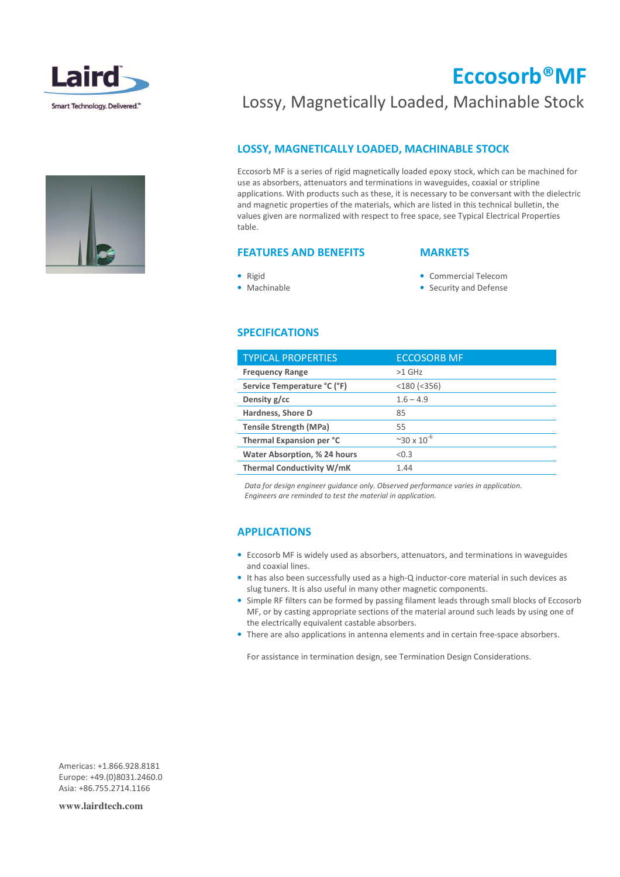# Eccosorb®MF

Lossy, Magnetically Loaded, Machinable Stock

## LOSSY, MAGNETICALLY LOADED, MACHINABLE STOCK

Eccosorb MF is a series of rigid magnetically loaded epoxy stock, which can be machined for use as absorbers, attenuators and terminations in waveguides, coaxial or stripline applications. With products such as these, it is necessary to be conversant with the dielectric and magnetic properties of the materials, which are listed in this technical bulletin, the values given are normalized with respect to free space, see Typical Electrical Properties table.

## FEATURES AND BENEFITS

- Rigid
- Machinable

## MARKETS

- Commercial Telecom
- Security and Defense

## SPECIFICATIONS

| TYPICAL PROPERTIES | ECCOSORB MF |
|---|---|
| **Frequency Range** | >1 GHz |
| **Service Temperature °C (°F)** | <180 (<356) |
| **Density g/cc** | 1.6 – 4.9 |
| **Hardness, Shore D** | 85 |
| **Tensile Strength (MPa)** | 55 |
| **Thermal Expansion per °C** | ~$30 \times 10^{-6}$ |
| **Water Absorption, % 24 hours** | <0.3 |
| **Thermal Conductivity W/mK** | 1.44 |

*Data for design engineer guidance only. Observed performance varies in application. Engineers are reminded to test the material in application.*

## APPLICATIONS

- Eccosorb MF is widely used as absorbers, attenuators, and terminations in waveguides and coaxial lines.
- It has also been successfully used as a high-Q inductor-core material in such devices as slug tuners. It is also useful in many other magnetic components.
- Simple RF filters can be formed by passing filament leads through small blocks of Eccosorb MF, or by casting appropriate sections of the material around such leads by using one of the electrically equivalent castable absorbers.
- There are also applications in antenna elements and in certain free-space absorbers.

For assistance in termination design, see Termination Design Considerations.

Americas: +1.866.928.8181
Europe: +49.(0)8031.2460.0
Asia: +86.755.2714.1166

www.lairdtech.com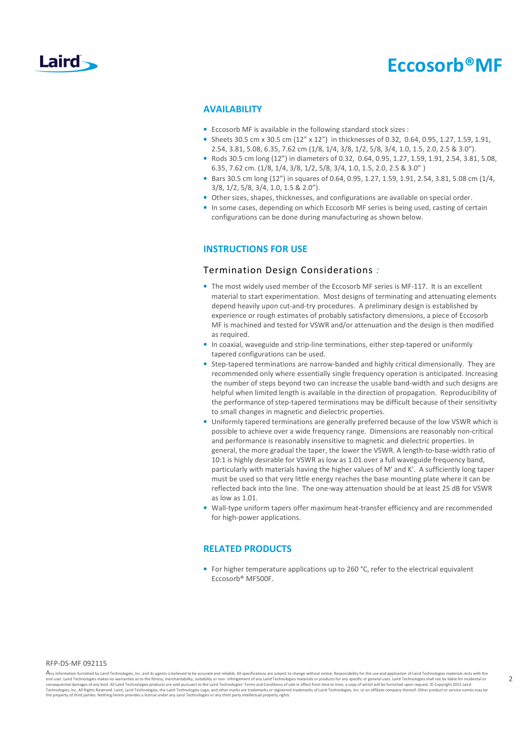## AVAILABILITY

- Eccosorb MF is available in the following standard stock sizes :
- Sheets 30.5 cm x 30.5 cm (12" x 12") in thicknesses of 0.32, 0.64, 0.95, 1.27, 1.59, 1.91, 2.54, 3.81, 5.08, 6.35, 7.62 cm (1/8, 1/4, 3/8, 1/2, 5/8, 3/4, 1.0, 1.5, 2.0, 2.5 & 3.0").
- Rods 30.5 cm long (12") in diameters of 0.32, 0.64, 0.95, 1.27, 1.59, 1.91, 2.54, 3.81, 5.08, 6.35, 7.62 cm. (1/8, 1/4, 3/8, 1/2, 5/8, 3/4, 1.0, 1.5, 2.0, 2.5 & 3.0" )
- Bars 30.5 cm long (12") in squares of 0.64, 0.95, 1.27, 1.59, 1.91, 2.54, 3.81, 5.08 cm (1/4, 3/8, 1/2, 5/8, 3/4, 1.0, 1.5 & 2.0").
- Other sizes, shapes, thicknesses, and configurations are available on special order.
- In some cases, depending on which Eccosorb MF series is being used, casting of certain configurations can be done during manufacturing as shown below.

## INSTRUCTIONS FOR USE

### Termination Design Considerations :

- The most widely used member of the Eccosorb MF series is MF-117. It is an excellent material to start experimentation. Most designs of terminating and attenuating elements depend heavily upon cut-and-try procedures. A preliminary design is established by experience or rough estimates of probably satisfactory dimensions, a piece of Eccosorb MF is machined and tested for VSWR and/or attenuation and the design is then modified as required.
- In coaxial, waveguide and strip-line terminations, either step-tapered or uniformly tapered configurations can be used.
- Step-tapered terminations are narrow-banded and highly critical dimensionally. They are recommended only where essentially single frequency operation is anticipated. Increasing the number of steps beyond two can increase the usable band-width and such designs are helpful when limited length is available in the direction of propagation. Reproducibility of the performance of step-tapered terminations may be difficult because of their sensitivity to small changes in magnetic and dielectric properties.
- Uniformly tapered terminations are generally preferred because of the low VSWR which is possible to achieve over a wide frequency range. Dimensions are reasonably non-critical and performance is reasonably insensitive to magnetic and dielectric properties. In general, the more gradual the taper, the lower the VSWR. A length-to-base-width ratio of 10:1 is highly desirable for VSWR as low as 1.01 over a full waveguide frequency band, particularly with materials having the higher values of M' and K'. A sufficiently long taper must be used so that very little energy reaches the base mounting plate where it can be reflected back into the line. The one-way attenuation should be at least 25 dB for VSWR as low as 1.01.
- Wall-type uniform tapers offer maximum heat-transfer efficiency and are recommended for high-power applications.

## RELATED PRODUCTS

- For higher temperature applications up to 260 °C, refer to the electrical equivalent Eccosorb® MF500F.

RFP-DS-MF 092115

Any information furnished by Laird Technologies, Inc. and its agents is believed to be accurate and reliable. All specifications are subject to change without notice. Responsibility for the use and application of Laird Technologies materials rests with the end user. Laird Technologies makes no warranties as to the fitness, merchantability, suitability or non- infringement of any Laird Technologies materials or products for any specific or general uses. Laird Technologies shall not be liable for incidental or consequential damages of any kind. All Laird Technologies products are sold pursuant to the Laird Technologies' Terms and Conditions of sale in effect from time to time, a copy of which will be furnished upon request. © Copyright 2015 Laird Technologies, Inc. All Rights Reserved. Laird, Laird Technologies, the Laird Technologies Logo, and other marks are trademarks or registered trademarks of Laird Technologies, Inc. or an affiliate company thereof. Other product or service names may be the property of third parties. Nothing herein provides a license under any Laird Technologies or any third party intellectual property rights.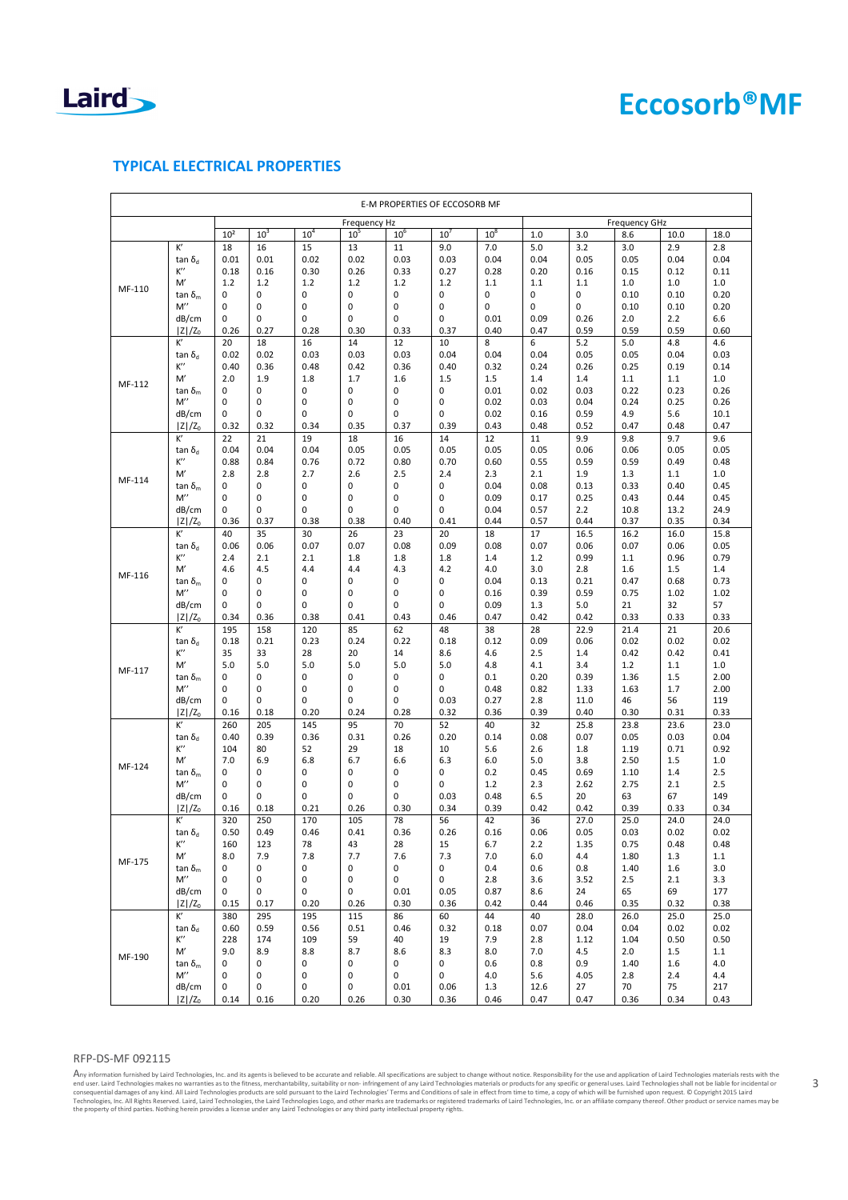## TYPICAL ELECTRICAL PROPERTIES

| E-M PROPERTIES OF ECCOSORB MF | | | | | | | | | | | | | |
|---|---|---|---|---|---|---|---|---|---|---|---|---|---|
| | | Frequency Hz | | | | | | | Frequency GHz | | | | |
| | | $10^2$ | $10^3$ | $10^4$ | $10^5$ | $10^6$ | $10^7$ | $10^8$ | 1.0 | 3.0 | 8.6 | 10.0 | 18.0 |
| MF-110 | K′ | 18 | 16 | 15 | 13 | 11 | 9.0 | 7.0 | 5.0 | 3.2 | 3.0 | 2.9 | 2.8 |
| | tan $\delta_d$ | 0.01 | 0.01 | 0.02 | 0.02 | 0.03 | 0.03 | 0.04 | 0.04 | 0.05 | 0.05 | 0.04 | 0.04 |
| | K′′ | 0.18 | 0.16 | 0.30 | 0.26 | 0.33 | 0.27 | 0.28 | 0.20 | 0.16 | 0.15 | 0.12 | 0.11 |
| | M′ | 1.2 | 1.2 | 1.2 | 1.2 | 1.2 | 1.2 | 1.1 | 1.1 | 1.1 | 1.0 | 1.0 | 1.0 |
| | tan $\delta_m$ | 0 | 0 | 0 | 0 | 0 | 0 | 0 | 0 | 0 | 0.10 | 0.10 | 0.20 |
| | M′′ | 0 | 0 | 0 | 0 | 0 | 0 | 0 | 0 | 0 | 0.10 | 0.10 | 0.20 |
| | dB/cm | 0 | 0 | 0 | 0 | 0 | 0 | 0.01 | 0.09 | 0.26 | 2.0 | 2.2 | 6.6 |
| | $\lvert Z\rvert/Z_0$ | 0.26 | 0.27 | 0.28 | 0.30 | 0.33 | 0.37 | 0.40 | 0.47 | 0.59 | 0.59 | 0.59 | 0.60 |
| MF-112 | K′ | 20 | 18 | 16 | 14 | 12 | 10 | 8 | 6 | 5.2 | 5.0 | 4.8 | 4.6 |
| | tan $\delta_d$ | 0.02 | 0.02 | 0.03 | 0.03 | 0.03 | 0.04 | 0.04 | 0.04 | 0.05 | 0.05 | 0.04 | 0.03 |
| | K′′ | 0.40 | 0.36 | 0.48 | 0.42 | 0.36 | 0.40 | 0.32 | 0.24 | 0.26 | 0.25 | 0.19 | 0.14 |
| | M′ | 2.0 | 1.9 | 1.8 | 1.7 | 1.6 | 1.5 | 1.5 | 1.4 | 1.4 | 1.1 | 1.1 | 1.0 |
| | tan $\delta_m$ | 0 | 0 | 0 | 0 | 0 | 0 | 0.01 | 0.02 | 0.03 | 0.22 | 0.23 | 0.26 |
| | M′′ | 0 | 0 | 0 | 0 | 0 | 0 | 0.02 | 0.03 | 0.04 | 0.24 | 0.25 | 0.26 |
| | dB/cm | 0 | 0 | 0 | 0 | 0 | 0 | 0.02 | 0.16 | 0.59 | 4.9 | 5.6 | 10.1 |
| | $\lvert Z\rvert/Z_0$ | 0.32 | 0.32 | 0.34 | 0.35 | 0.37 | 0.39 | 0.43 | 0.48 | 0.52 | 0.47 | 0.48 | 0.47 |
| MF-114 | K′ | 22 | 21 | 19 | 18 | 16 | 14 | 12 | 11 | 9.9 | 9.8 | 9.7 | 9.6 |
| | tan $\delta_d$ | 0.04 | 0.04 | 0.04 | 0.05 | 0.05 | 0.05 | 0.05 | 0.05 | 0.06 | 0.06 | 0.05 | 0.05 |
| | K′′ | 0.88 | 0.84 | 0.76 | 0.72 | 0.80 | 0.70 | 0.60 | 0.55 | 0.59 | 0.59 | 0.49 | 0.48 |
| | M′ | 2.8 | 2.8 | 2.7 | 2.6 | 2.5 | 2.4 | 2.3 | 2.1 | 1.9 | 1.3 | 1.1 | 1.0 |
| | tan $\delta_m$ | 0 | 0 | 0 | 0 | 0 | 0 | 0.04 | 0.08 | 0.13 | 0.33 | 0.40 | 0.45 |
| | M′′ | 0 | 0 | 0 | 0 | 0 | 0 | 0.09 | 0.17 | 0.25 | 0.43 | 0.44 | 0.45 |
| | dB/cm | 0 | 0 | 0 | 0 | 0 | 0 | 0.04 | 0.57 | 2.2 | 10.8 | 13.2 | 24.9 |
| | $\lvert Z\rvert/Z_0$ | 0.36 | 0.37 | 0.38 | 0.38 | 0.40 | 0.41 | 0.44 | 0.57 | 0.44 | 0.37 | 0.35 | 0.34 |
| MF-116 | K′ | 40 | 35 | 30 | 26 | 23 | 20 | 18 | 17 | 16.5 | 16.2 | 16.0 | 15.8 |
| | tan $\delta_d$ | 0.06 | 0.06 | 0.07 | 0.07 | 0.08 | 0.09 | 0.08 | 0.07 | 0.06 | 0.07 | 0.06 | 0.05 |
| | K′′ | 2.4 | 2.1 | 2.1 | 1.8 | 1.8 | 1.8 | 1.4 | 1.2 | 0.99 | 1.1 | 0.96 | 0.79 |
| | M′ | 4.6 | 4.5 | 4.4 | 4.4 | 4.3 | 4.2 | 4.0 | 3.0 | 2.8 | 1.6 | 1.5 | 1.4 |
| | tan $\delta_m$ | 0 | 0 | 0 | 0 | 0 | 0 | 0.04 | 0.13 | 0.21 | 0.47 | 0.68 | 0.73 |
| | M′′ | 0 | 0 | 0 | 0 | 0 | 0 | 0.16 | 0.39 | 0.59 | 0.75 | 1.02 | 1.02 |
| | dB/cm | 0 | 0 | 0 | 0 | 0 | 0 | 0.09 | 1.3 | 5.0 | 21 | 32 | 57 |
| | $\lvert Z\rvert/Z_0$ | 0.34 | 0.36 | 0.38 | 0.41 | 0.43 | 0.46 | 0.47 | 0.42 | 0.42 | 0.33 | 0.33 | 0.33 |
| MF-117 | K′ | 195 | 158 | 120 | 85 | 62 | 48 | 38 | 28 | 22.9 | 21.4 | 21 | 20.6 |
| | tan $\delta_d$ | 0.18 | 0.21 | 0.23 | 0.24 | 0.22 | 0.18 | 0.12 | 0.09 | 0.06 | 0.02 | 0.02 | 0.02 |
| | K′′ | 35 | 33 | 28 | 20 | 14 | 8.6 | 4.6 | 2.5 | 1.4 | 0.42 | 0.42 | 0.41 |
| | M′ | 5.0 | 5.0 | 5.0 | 5.0 | 5.0 | 5.0 | 4.8 | 4.1 | 3.4 | 1.2 | 1.1 | 1.0 |
| | tan $\delta_m$ | 0 | 0 | 0 | 0 | 0 | 0 | 0.1 | 0.20 | 0.39 | 1.36 | 1.5 | 2.00 |
| | M′′ | 0 | 0 | 0 | 0 | 0 | 0 | 0.48 | 0.82 | 1.33 | 1.63 | 1.7 | 2.00 |
| | dB/cm | 0 | 0 | 0 | 0 | 0 | 0.03 | 0.27 | 2.8 | 11.0 | 46 | 56 | 119 |
| | $\lvert Z\rvert/Z_0$ | 0.16 | 0.18 | 0.20 | 0.24 | 0.28 | 0.32 | 0.36 | 0.39 | 0.40 | 0.30 | 0.31 | 0.33 |
| MF-124 | K′ | 260 | 205 | 145 | 95 | 70 | 52 | 40 | 32 | 25.8 | 23.8 | 23.6 | 23.0 |
| | tan $\delta_d$ | 0.40 | 0.39 | 0.36 | 0.31 | 0.26 | 0.20 | 0.14 | 0.08 | 0.07 | 0.05 | 0.03 | 0.04 |
| | K′′ | 104 | 80 | 52 | 29 | 18 | 10 | 5.6 | 2.6 | 1.8 | 1.19 | 0.71 | 0.92 |
| | M′ | 7.0 | 6.9 | 6.8 | 6.7 | 6.6 | 6.3 | 6.0 | 5.0 | 3.8 | 2.50 | 1.5 | 1.0 |
| | tan $\delta_m$ | 0 | 0 | 0 | 0 | 0 | 0 | 0.2 | 0.45 | 0.69 | 1.10 | 1.4 | 2.5 |
| | M′′ | 0 | 0 | 0 | 0 | 0 | 0 | 1.2 | 2.3 | 2.62 | 2.75 | 2.1 | 2.5 |
| | dB/cm | 0 | 0 | 0 | 0 | 0 | 0.03 | 0.48 | 6.5 | 20 | 63 | 67 | 149 |
| | $\lvert Z\rvert/Z_0$ | 0.16 | 0.18 | 0.21 | 0.26 | 0.30 | 0.34 | 0.39 | 0.42 | 0.42 | 0.39 | 0.33 | 0.34 |
| MF-175 | K′ | 320 | 250 | 170 | 105 | 78 | 56 | 42 | 36 | 27.0 | 25.0 | 24.0 | 24.0 |
| | tan $\delta_d$ | 0.50 | 0.49 | 0.46 | 0.41 | 0.36 | 0.26 | 0.16 | 0.06 | 0.05 | 0.03 | 0.02 | 0.02 |
| | K′′ | 160 | 123 | 78 | 43 | 28 | 15 | 6.7 | 2.2 | 1.35 | 0.75 | 0.48 | 0.48 |
| | M′ | 8.0 | 7.9 | 7.8 | 7.7 | 7.6 | 7.3 | 7.0 | 6.0 | 4.4 | 1.80 | 1.3 | 1.1 |
| | tan $\delta_m$ | 0 | 0 | 0 | 0 | 0 | 0 | 0.4 | 0.6 | 0.8 | 1.40 | 1.6 | 3.0 |
| | M′′ | 0 | 0 | 0 | 0 | 0 | 0 | 2.8 | 3.6 | 3.52 | 2.5 | 2.1 | 3.3 |
| | dB/cm | 0 | 0 | 0 | 0 | 0.01 | 0.05 | 0.87 | 8.6 | 24 | 65 | 69 | 177 |
| | $\lvert Z\rvert/Z_0$ | 0.15 | 0.17 | 0.20 | 0.26 | 0.30 | 0.36 | 0.42 | 0.44 | 0.46 | 0.35 | 0.32 | 0.38 |
| MF-190 | K′ | 380 | 295 | 195 | 115 | 86 | 60 | 44 | 40 | 28.0 | 26.0 | 25.0 | 25.0 |
| | tan $\delta_d$ | 0.60 | 0.59 | 0.56 | 0.51 | 0.46 | 0.32 | 0.18 | 0.07 | 0.04 | 0.04 | 0.02 | 0.02 |
| | K′′ | 228 | 174 | 109 | 59 | 40 | 19 | 7.9 | 2.8 | 1.12 | 1.04 | 0.50 | 0.50 |
| | M′ | 9.0 | 8.9 | 8.8 | 8.7 | 8.6 | 8.3 | 8.0 | 7.0 | 4.5 | 2.0 | 1.5 | 1.1 |
| | tan $\delta_m$ | 0 | 0 | 0 | 0 | 0 | 0 | 0.6 | 0.8 | 0.9 | 1.40 | 1.6 | 4.0 |
| | M′′ | 0 | 0 | 0 | 0 | 0 | 0 | 4.0 | 5.6 | 4.05 | 2.8 | 2.4 | 4.4 |
| | dB/cm | 0 | 0 | 0 | 0 | 0.01 | 0.06 | 1.3 | 12.6 | 27 | 70 | 75 | 217 |
| | $\lvert Z\rvert/Z_0$ | 0.14 | 0.16 | 0.20 | 0.26 | 0.30 | 0.36 | 0.46 | 0.47 | 0.47 | 0.36 | 0.34 | 0.43 |

RFP-DS-MF 092115

Any information furnished by Laird Technologies, Inc. and its agents is believed to be accurate and reliable. All specifications are subject to change without notice. Responsibility for the use and application of Laird Technologies materials rests with the end user. Laird Technologies makes no warranties as to the fitness, merchantability, suitability or non- infringement of any Laird Technologies materials or products for any specific or general uses. Laird Technologies shall not be liable for incidental or consequential damages of any kind. All Laird Technologies products are sold pursuant to the Laird Technologies' Terms and Conditions of sale in effect from time to time, a copy of which will be furnished upon request. © Copyright 2015 Laird Technologies, Inc. All Rights Reserved. Laird, Laird Technologies, the Laird Technologies Logo, and other marks are trademarks or registered trademarks of Laird Technologies, Inc. or an affiliate company thereof. Other product or service names may be the property of third parties. Nothing herein provides a license under any Laird Technologies or any third party intellectual property rights.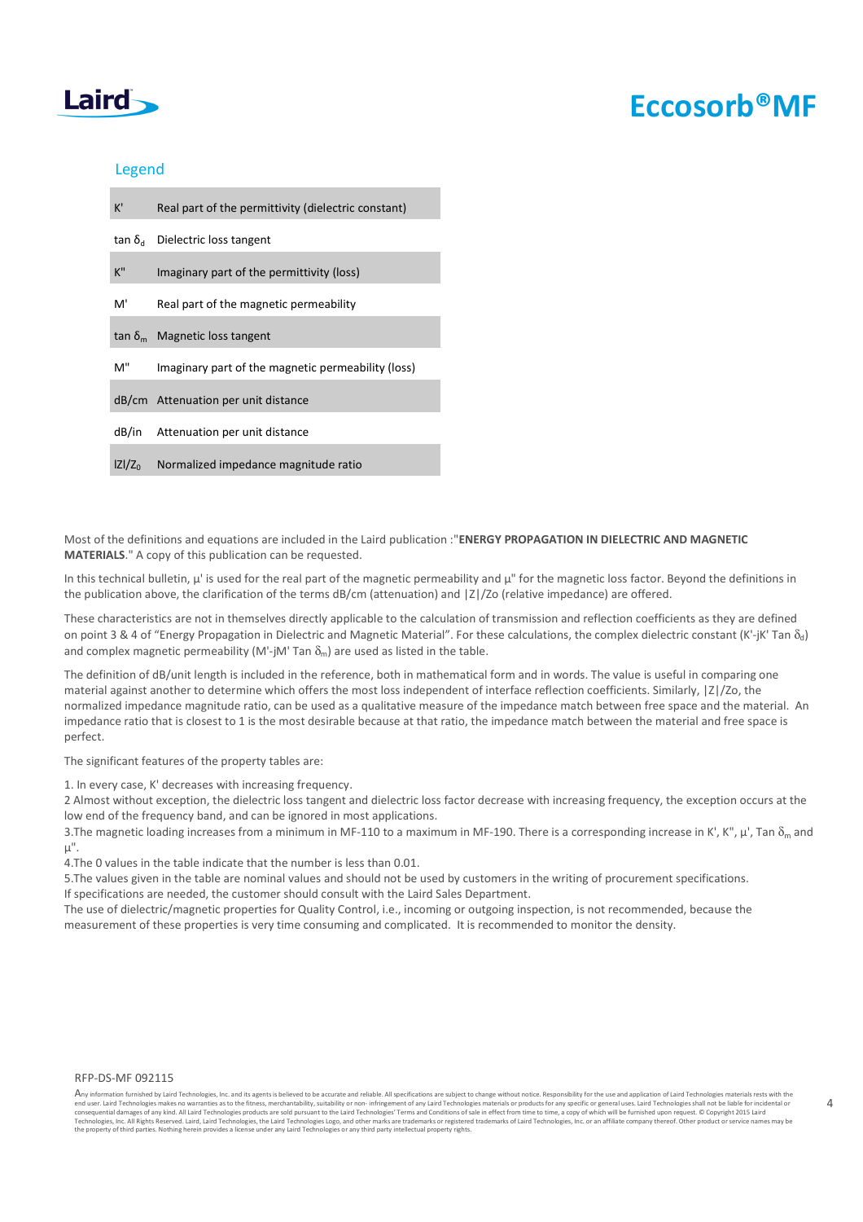## Legend

| | |
|---|---|
| K' | Real part of the permittivity (dielectric constant) |
| tan $\delta_d$ | Dielectric loss tangent |
| K" | Imaginary part of the permittivity (loss) |
| M' | Real part of the magnetic permeability |
| tan $\delta_m$ | Magnetic loss tangent |
| M" | Imaginary part of the magnetic permeability (loss) |
| dB/cm | Attenuation per unit distance |
| dB/in | Attenuation per unit distance |
| lZl/$Z_0$ | Normalized impedance magnitude ratio |

Most of the definitions and equations are included in the Laird publication :"**ENERGY PROPAGATION IN DIELECTRIC AND MAGNETIC MATERIALS**." A copy of this publication can be requested.

In this technical bulletin, μ' is used for the real part of the magnetic permeability and μ" for the magnetic loss factor. Beyond the definitions in the publication above, the clarification of the terms dB/cm (attenuation) and |Z|/Zo (relative impedance) are offered.

These characteristics are not in themselves directly applicable to the calculation of transmission and reflection coefficients as they are defined on point 3 & 4 of "Energy Propagation in Dielectric and Magnetic Material". For these calculations, the complex dielectric constant (K'-jK' Tan $\delta_d$) and complex magnetic permeability (M'-jM' Tan $\delta_m$) are used as listed in the table.

The definition of dB/unit length is included in the reference, both in mathematical form and in words. The value is useful in comparing one material against another to determine which offers the most loss independent of interface reflection coefficients. Similarly, |Z|/Zo, the normalized impedance magnitude ratio, can be used as a qualitative measure of the impedance match between free space and the material. An impedance ratio that is closest to 1 is the most desirable because at that ratio, the impedance match between the material and free space is perfect.

The significant features of the property tables are:

1. In every case, K' decreases with increasing frequency.
2 Almost without exception, the dielectric loss tangent and dielectric loss factor decrease with increasing frequency, the exception occurs at the low end of the frequency band, and can be ignored in most applications.
3.The magnetic loading increases from a minimum in MF-110 to a maximum in MF-190. There is a corresponding increase in K', K", μ', Tan $\delta_m$ and μ".
4.The 0 values in the table indicate that the number is less than 0.01.
5.The values given in the table are nominal values and should not be used by customers in the writing of procurement specifications.
If specifications are needed, the customer should consult with the Laird Sales Department.
The use of dielectric/magnetic properties for Quality Control, i.e., incoming or outgoing inspection, is not recommended, because the measurement of these properties is very time consuming and complicated. It is recommended to monitor the density.

RFP-DS-MF 092115

Any information furnished by Laird Technologies, Inc. and its agents is believed to be accurate and reliable. All specifications are subject to change without notice. Responsibility for the use and application of Laird Technologies materials rests with the end user. Laird Technologies makes no warranties as to the fitness, merchantability, suitability or non- infringement of any Laird Technologies materials or products for any specific or general uses. Laird Technologies shall not be liable for incidental or consequential damages of any kind. All Laird Technologies products are sold pursuant to the Laird Technologies' Terms and Conditions of sale in effect from time to time, a copy of which will be furnished upon request. © Copyright 2015 Laird Technologies, Inc. All Rights Reserved. Laird, Laird Technologies, the Laird Technologies Logo, and other marks are trademarks or registered trademarks of Laird Technologies, Inc. or an affiliate company thereof. Other product or service names may be the property of third parties. Nothing herein provides a license under any Laird Technologies or any third party intellectual property rights.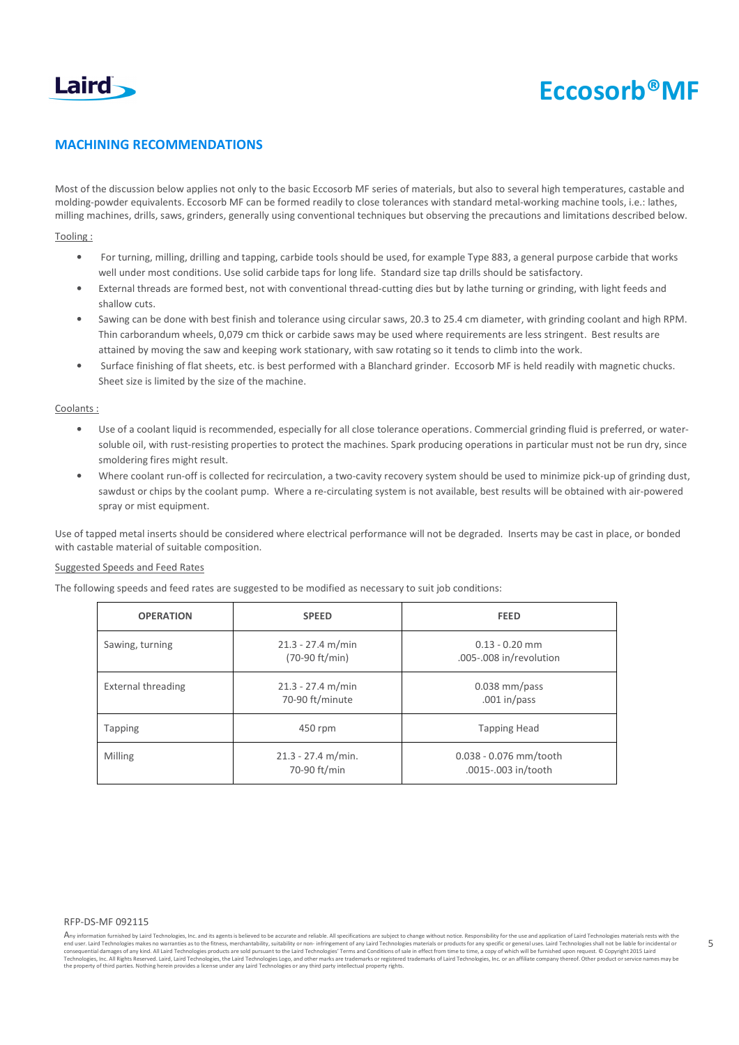## MACHINING RECOMMENDATIONS

Most of the discussion below applies not only to the basic Eccosorb MF series of materials, but also to several high temperatures, castable and molding-powder equivalents. Eccosorb MF can be formed readily to close tolerances with standard metal-working machine tools, i.e.: lathes, milling machines, drills, saws, grinders, generally using conventional techniques but observing the precautions and limitations described below.

Tooling :

- For turning, milling, drilling and tapping, carbide tools should be used, for example Type 883, a general purpose carbide that works well under most conditions. Use solid carbide taps for long life. Standard size tap drills should be satisfactory.
- External threads are formed best, not with conventional thread-cutting dies but by lathe turning or grinding, with light feeds and shallow cuts.
- Sawing can be done with best finish and tolerance using circular saws, 20.3 to 25.4 cm diameter, with grinding coolant and high RPM. Thin carborandum wheels, 0,079 cm thick or carbide saws may be used where requirements are less stringent. Best results are attained by moving the saw and keeping work stationary, with saw rotating so it tends to climb into the work.
- Surface finishing of flat sheets, etc. is best performed with a Blanchard grinder. Eccosorb MF is held readily with magnetic chucks. Sheet size is limited by the size of the machine.

Coolants :

- Use of a coolant liquid is recommended, especially for all close tolerance operations. Commercial grinding fluid is preferred, or water-soluble oil, with rust-resisting properties to protect the machines. Spark producing operations in particular must not be run dry, since smoldering fires might result.
- Where coolant run-off is collected for recirculation, a two-cavity recovery system should be used to minimize pick-up of grinding dust, sawdust or chips by the coolant pump. Where a re-circulating system is not available, best results will be obtained with air-powered spray or mist equipment.

Use of tapped metal inserts should be considered where electrical performance will not be degraded. Inserts may be cast in place, or bonded with castable material of suitable composition.

Suggested Speeds and Feed Rates

The following speeds and feed rates are suggested to be modified as necessary to suit job conditions:

| OPERATION | SPEED | FEED |
|---|---|---|
| Sawing, turning | 21.3 - 27.4 m/min (70-90 ft/min) | 0.13 - 0.20 mm .005-.008 in/revolution |
| External threading | 21.3 - 27.4 m/min 70-90 ft/minute | 0.038 mm/pass .001 in/pass |
| Tapping | 450 rpm | Tapping Head |
| Milling | 21.3 - 27.4 m/min. 70-90 ft/min | 0.038 - 0.076 mm/tooth .0015-.003 in/tooth |

RFP-DS-MF 092115

Any information furnished by Laird Technologies, Inc. and its agents is believed to be accurate and reliable. All specifications are subject to change without notice. Responsibility for the use and application of Laird Technologies materials rests with the end user. Laird Technologies makes no warranties as to the fitness, merchantability, suitability or non- infringement of any Laird Technologies materials or products for any specific or general uses. Laird Technologies shall not be liable for incidental or consequential damages of any kind. All Laird Technologies products are sold pursuant to the Laird Technologies' Terms and Conditions of sale in effect from time to time, a copy of which will be furnished upon request. © Copyright 2015 Laird Technologies, Inc. All Rights Reserved. Laird, Laird Technologies, the Laird Technologies Logo, and other marks are trademarks or registered trademarks of Laird Technologies, Inc. or an affiliate company thereof. Other product or service names may be the property of third parties. Nothing herein provides a license under any Laird Technologies or any third party intellectual property rights.